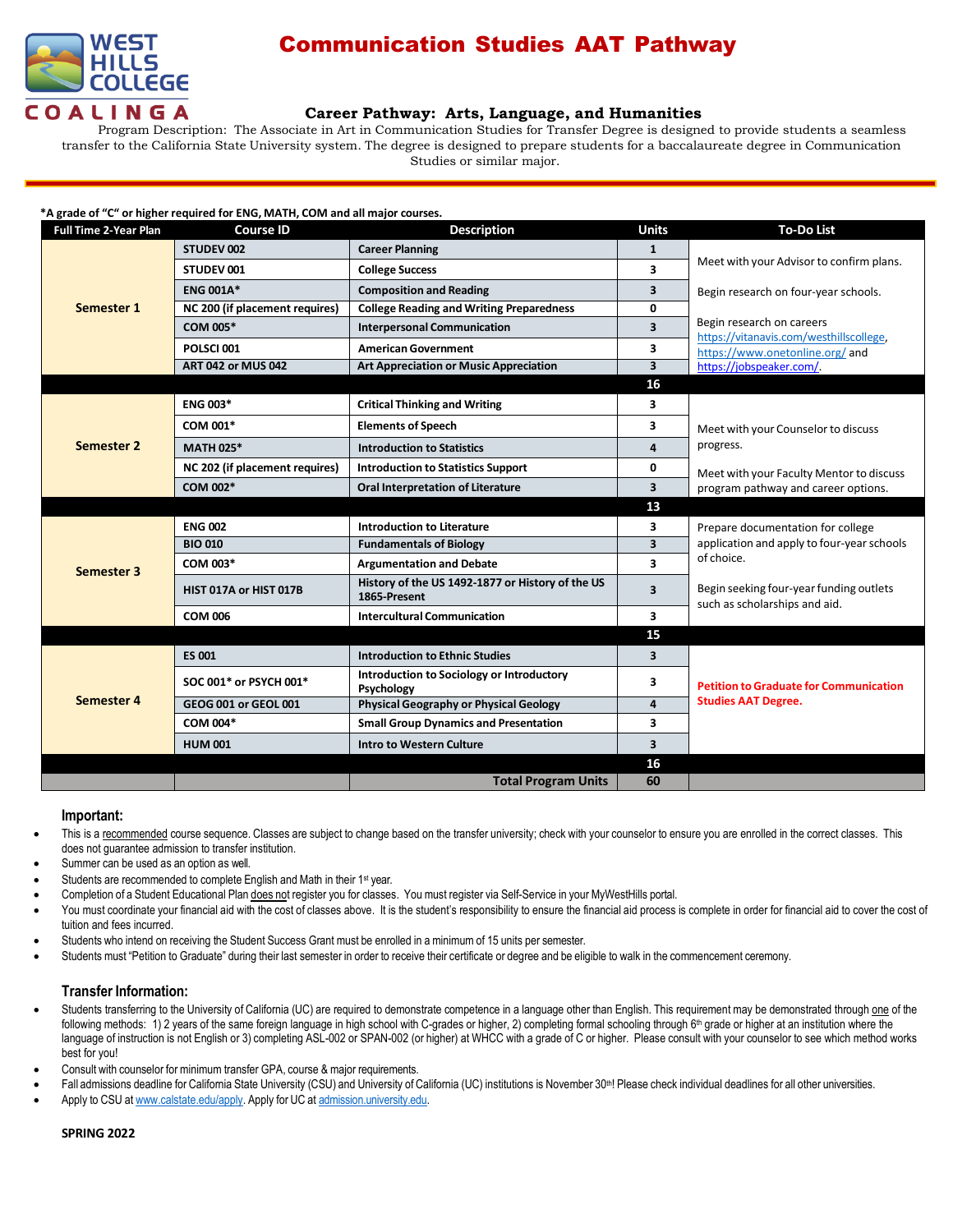# Communication Studies AAT Pathway

WEST HILLS COLLEGE COALINGA

### Career Pathway: Arts, Language, and Humanities

Program Description: The Associate in Art in Communication Studies for Transfer Degree is designed to provide students a seamless transfer to the California State University system. The degree is designed to prepare students for a baccalaureate degree in Communication Studies or similar major.

**\*A grade of "C" or higher required for ENG, MATH, COM and all major courses.**

| Full Time 2-Year Plan | Course ID | Description | Units | To-Do List |
|---|---|---|---|---|
| Semester 1 | STUDEV 002 | Career Planning | 1 | Meet with your Advisor to confirm plans. Begin research on four-year schools. Begin research on careers https://vitanavis.com/westhillscollege, https://www.onetonline.org/ and https://jobspeaker.com/. |
| | STUDEV 001 | College Success | 3 | |
| | ENG 001A* | Composition and Reading | 3 | |
| | NC 200 (if placement requires) | College Reading and Writing Preparedness | 0 | |
| | COM 005* | Interpersonal Communication | 3 | |
| | POLSCI 001 | American Government | 3 | |
| | ART 042 or MUS 042 | Art Appreciation or Music Appreciation | 3 | |
| | | | 16 | |
| Semester 2 | ENG 003* | Critical Thinking and Writing | 3 | Meet with your Counselor to discuss progress. Meet with your Faculty Mentor to discuss program pathway and career options. |
| | COM 001* | Elements of Speech | 3 | |
| | MATH 025* | Introduction to Statistics | 4 | |
| | NC 202 (if placement requires) | Introduction to Statistics Support | 0 | |
| | COM 002* | Oral Interpretation of Literature | 3 | |
| | | | 13 | |
| Semester 3 | ENG 002 | Introduction to Literature | 3 | Prepare documentation for college application and apply to four-year schools of choice. Begin seeking four-year funding outlets such as scholarships and aid. |
| | BIO 010 | Fundamentals of Biology | 3 | |
| | COM 003* | Argumentation and Debate | 3 | |
| | HIST 017A or HIST 017B | History of the US 1492-1877 or History of the US 1865-Present | 3 | |
| | COM 006 | Intercultural Communication | 3 | |
| | | | 15 | |
| Semester 4 | ES 001 | Introduction to Ethnic Studies | 3 | **Petition to Graduate for Communication Studies AAT Degree.** |
| | SOC 001* or PSYCH 001* | Introduction to Sociology or Introductory Psychology | 3 | |
| | GEOG 001 or GEOL 001 | Physical Geography or Physical Geology | 4 | |
| | COM 004* | Small Group Dynamics and Presentation | 3 | |
| | HUM 001 | Intro to Western Culture | 3 | |
| | | | 16 | |
| | | **Total Program Units** | **60** | |

## Important:

- This is a recommended course sequence. Classes are subject to change based on the transfer university; check with your counselor to ensure you are enrolled in the correct classes. This does not guarantee admission to transfer institution.
- Summer can be used as an option as well.
- Students are recommended to complete English and Math in their 1st year.
- Completion of a Student Educational Plan does not register you for classes. You must register via Self-Service in your MyWestHills portal.
- You must coordinate your financial aid with the cost of classes above. It is the student's responsibility to ensure the financial aid process is complete in order for financial aid to cover the cost of tuition and fees incurred.
- Students who intend on receiving the Student Success Grant must be enrolled in a minimum of 15 units per semester.
- Students must "Petition to Graduate" during their last semester in order to receive their certificate or degree and be eligible to walk in the commencement ceremony.

## Transfer Information:

- Students transferring to the University of California (UC) are required to demonstrate competence in a language other than English. This requirement may be demonstrated through one of the following methods: 1) 2 years of the same foreign language in high school with C-grades or higher, 2) completing formal schooling through 6th grade or higher at an institution where the language of instruction is not English or 3) completing ASL-002 or SPAN-002 (or higher) at WHCC with a grade of C or higher. Please consult with your counselor to see which method works best for you!
- Consult with counselor for minimum transfer GPA, course & major requirements.
- Fall admissions deadline for California State University (CSU) and University of California (UC) institutions is November 30th! Please check individual deadlines for all other universities.
- Apply to CSU at www.calstate.edu/apply. Apply for UC at admission.university.edu.

**SPRING 2022**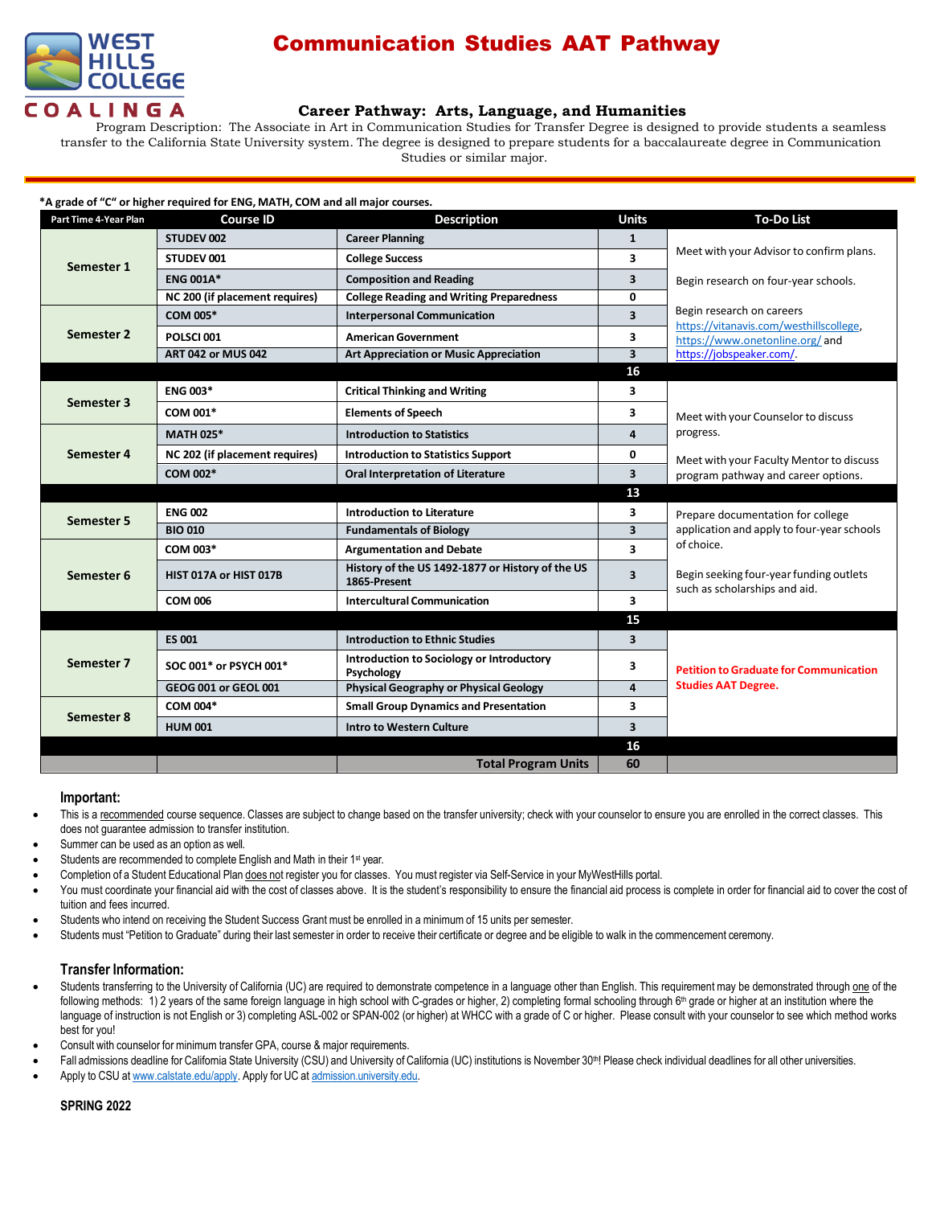WEST HILLS COLLEGE COALINGA

# Communication Studies AAT Pathway

### Career Pathway: Arts, Language, and Humanities

Program Description: The Associate in Art in Communication Studies for Transfer Degree is designed to provide students a seamless transfer to the California State University system. The degree is designed to prepare students for a baccalaureate degree in Communication Studies or similar major.

**\*A grade of "C" or higher required for ENG, MATH, COM and all major courses.**

| Part Time 4-Year Plan | Course ID | Description | Units | To-Do List |
|---|---|---|---|---|
| Semester 1 | STUDEV 002 | Career Planning | 1 | Meet with your Advisor to confirm plans. Begin research on four-year schools. Begin research on careers https://vitanavis.com/westhillscollege, https://www.onetonline.org/ and https://jobspeaker.com/. |
| | STUDEV 001 | College Success | 3 | |
| | ENG 001A* | Composition and Reading | 3 | |
| | NC 200 (if placement requires) | College Reading and Writing Preparedness | 0 | |
| Semester 2 | COM 005* | Interpersonal Communication | 3 | |
| | POLSCI 001 | American Government | 3 | |
| | ART 042 or MUS 042 | Art Appreciation or Music Appreciation | 3 | |
| | | | 16 | |
| Semester 3 | ENG 003* | Critical Thinking and Writing | 3 | Meet with your Counselor to discuss progress. Meet with your Faculty Mentor to discuss program pathway and career options. |
| | COM 001* | Elements of Speech | 3 | |
| Semester 4 | MATH 025* | Introduction to Statistics | 4 | |
| | NC 202 (if placement requires) | Introduction to Statistics Support | 0 | |
| | COM 002* | Oral Interpretation of Literature | 3 | |
| | | | 13 | |
| Semester 5 | ENG 002 | Introduction to Literature | 3 | Prepare documentation for college application and apply to four-year schools of choice. Begin seeking four-year funding outlets such as scholarships and aid. |
| | BIO 010 | Fundamentals of Biology | 3 | |
| Semester 6 | COM 003* | Argumentation and Debate | 3 | |
| | HIST 017A or HIST 017B | History of the US 1492-1877 or History of the US 1865-Present | 3 | |
| | COM 006 | Intercultural Communication | 3 | |
| | | | 15 | |
| Semester 7 | ES 001 | Introduction to Ethnic Studies | 3 | **Petition to Graduate for Communication Studies AAT Degree.** |
| | SOC 001* or PSYCH 001* | Introduction to Sociology or Introductory Psychology | 3 | |
| | GEOG 001 or GEOL 001 | Physical Geography or Physical Geology | 4 | |
| Semester 8 | COM 004* | Small Group Dynamics and Presentation | 3 | |
| | HUM 001 | Intro to Western Culture | 3 | |
| | | | 16 | |
| | | **Total Program Units** | **60** | |

## Important:

- This is a recommended course sequence. Classes are subject to change based on the transfer university; check with your counselor to ensure you are enrolled in the correct classes. This does not guarantee admission to transfer institution.
- Summer can be used as an option as well.
- Students are recommended to complete English and Math in their 1st year.
- Completion of a Student Educational Plan does not register you for classes. You must register via Self-Service in your MyWestHills portal.
- You must coordinate your financial aid with the cost of classes above. It is the student's responsibility to ensure the financial aid process is complete in order for financial aid to cover the cost of tuition and fees incurred.
- Students who intend on receiving the Student Success Grant must be enrolled in a minimum of 15 units per semester.
- Students must "Petition to Graduate" during their last semester in order to receive their certificate or degree and be eligible to walk in the commencement ceremony.

## Transfer Information:

- Students transferring to the University of California (UC) are required to demonstrate competence in a language other than English. This requirement may be demonstrated through one of the following methods: 1) 2 years of the same foreign language in high school with C-grades or higher, 2) completing formal schooling through 6th grade or higher at an institution where the language of instruction is not English or 3) completing ASL-002 or SPAN-002 (or higher) at WHCC with a grade of C or higher. Please consult with your counselor to see which method works best for you!
- Consult with counselor for minimum transfer GPA, course & major requirements.
- Fall admissions deadline for California State University (CSU) and University of California (UC) institutions is November 30th! Please check individual deadlines for all other universities.
- Apply to CSU at www.calstate.edu/apply. Apply for UC at admission.university.edu.

**SPRING 2022**